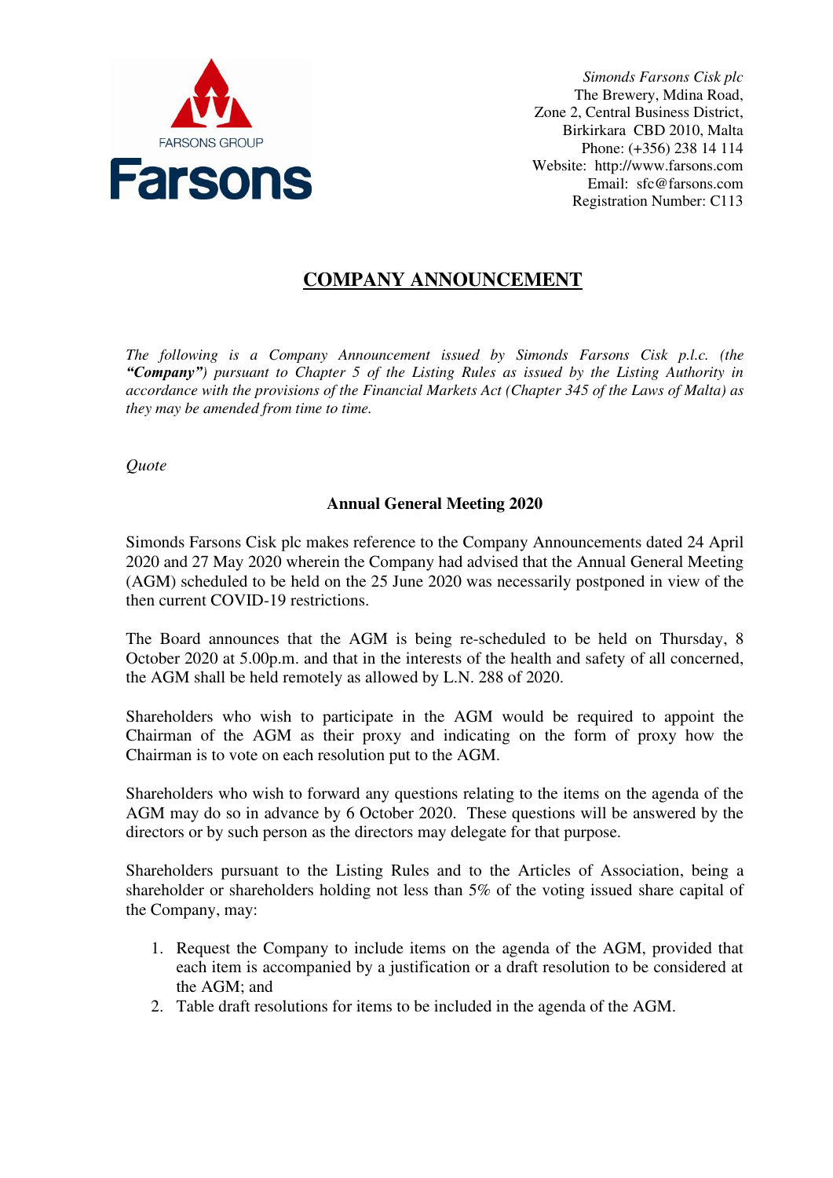FARSONS GROUP

Farsons

*Simonds Farsons Cisk plc*
The Brewery, Mdina Road,
Zone 2, Central Business District,
Birkirkara CBD 2010, Malta
Phone: (+356) 238 14 114
Website: http://www.farsons.com
Email: sfc@farsons.com
Registration Number: C113

# COMPANY ANNOUNCEMENT

*The following is a Company Announcement issued by Simonds Farsons Cisk p.l.c. (the **"Company"**) pursuant to Chapter 5 of the Listing Rules as issued by the Listing Authority in accordance with the provisions of the Financial Markets Act (Chapter 345 of the Laws of Malta) as they may be amended from time to time.*

*Quote*

**Annual General Meeting 2020**

Simonds Farsons Cisk plc makes reference to the Company Announcements dated 24 April 2020 and 27 May 2020 wherein the Company had advised that the Annual General Meeting (AGM) scheduled to be held on the 25 June 2020 was necessarily postponed in view of the then current COVID-19 restrictions.

The Board announces that the AGM is being re-scheduled to be held on Thursday, 8 October 2020 at 5.00p.m. and that in the interests of the health and safety of all concerned, the AGM shall be held remotely as allowed by L.N. 288 of 2020.

Shareholders who wish to participate in the AGM would be required to appoint the Chairman of the AGM as their proxy and indicating on the form of proxy how the Chairman is to vote on each resolution put to the AGM.

Shareholders who wish to forward any questions relating to the items on the agenda of the AGM may do so in advance by 6 October 2020. These questions will be answered by the directors or by such person as the directors may delegate for that purpose.

Shareholders pursuant to the Listing Rules and to the Articles of Association, being a shareholder or shareholders holding not less than 5% of the voting issued share capital of the Company, may:

1. Request the Company to include items on the agenda of the AGM, provided that each item is accompanied by a justification or a draft resolution to be considered at the AGM; and
2. Table draft resolutions for items to be included in the agenda of the AGM.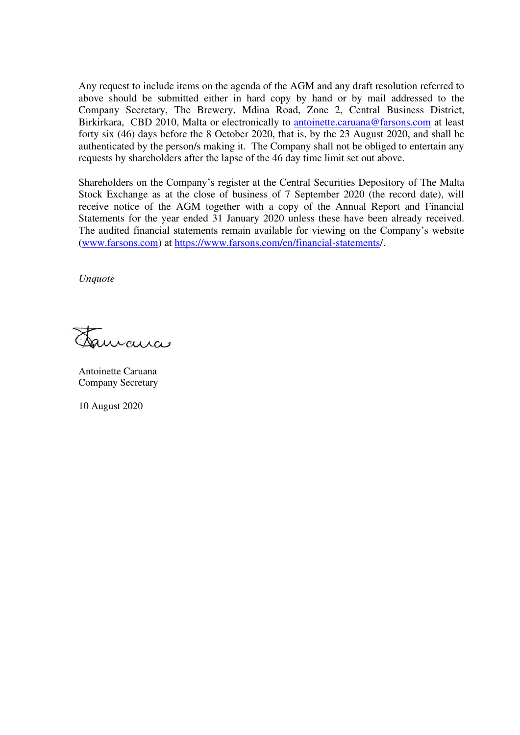Any request to include items on the agenda of the AGM and any draft resolution referred to above should be submitted either in hard copy by hand or by mail addressed to the Company Secretary, The Brewery, Mdina Road, Zone 2, Central Business District, Birkirkara, CBD 2010, Malta or electronically to antoinette.caruana@farsons.com at least forty six (46) days before the 8 October 2020, that is, by the 23 August 2020, and shall be authenticated by the person/s making it. The Company shall not be obliged to entertain any requests by shareholders after the lapse of the 46 day time limit set out above.

Shareholders on the Company's register at the Central Securities Depository of The Malta Stock Exchange as at the close of business of 7 September 2020 (the record date), will receive notice of the AGM together with a copy of the Annual Report and Financial Statements for the year ended 31 January 2020 unless these have been already received. The audited financial statements remain available for viewing on the Company's website (www.farsons.com) at https://www.farsons.com/en/financial-statements/.

*Unquote*

Antoinette Caruana
Company Secretary

10 August 2020